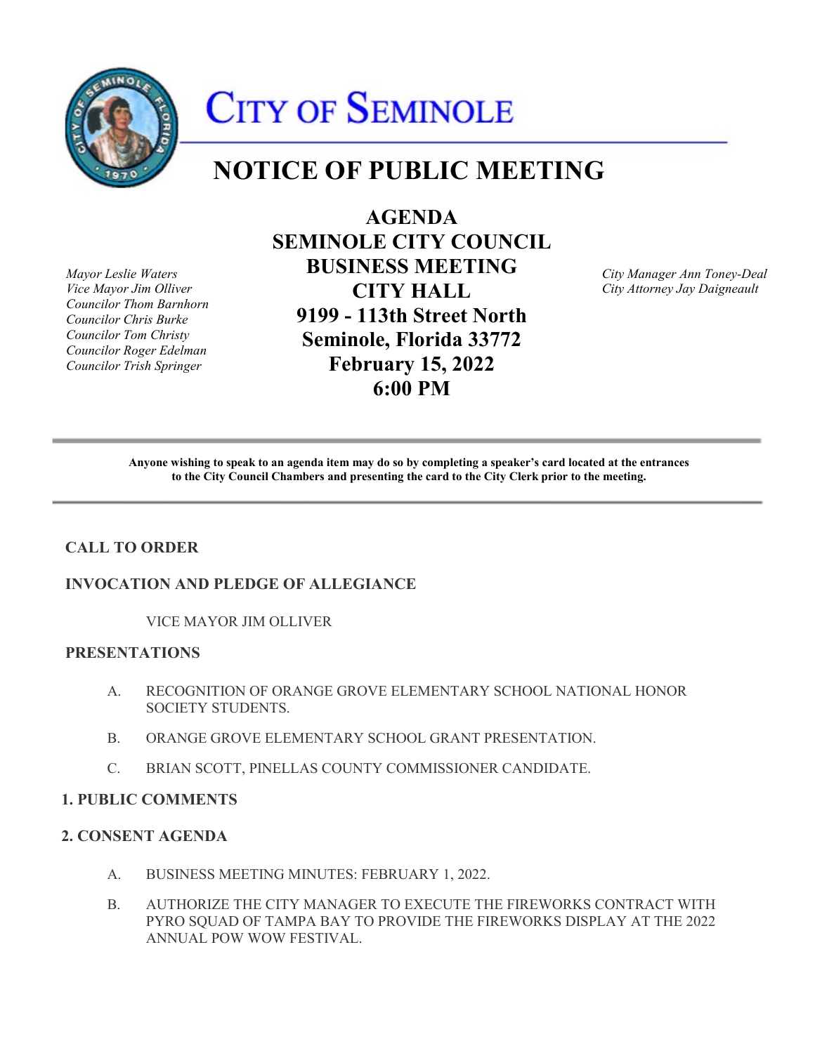# CITY OF SEMINOLE

# NOTICE OF PUBLIC MEETING

*Mayor Leslie Waters*
*Vice Mayor Jim Olliver*
*Councilor Thom Barnhorn*
*Councilor Chris Burke*
*Councilor Tom Christy*
*Councilor Roger Edelman*
*Councilor Trish Springer*

**AGENDA**
**SEMINOLE CITY COUNCIL**
**BUSINESS MEETING**
**CITY HALL**
**9199 - 113th Street North**
**Seminole, Florida 33772**
**February 15, 2022**
**6:00 PM**

*City Manager Ann Toney-Deal*
*City Attorney Jay Daigneault*

---

**Anyone wishing to speak to an agenda item may do so by completing a speaker's card located at the entrances to the City Council Chambers and presenting the card to the City Clerk prior to the meeting.**

---

## CALL TO ORDER

## INVOCATION AND PLEDGE OF ALLEGIANCE

VICE MAYOR JIM OLLIVER

## PRESENTATIONS

A. RECOGNITION OF ORANGE GROVE ELEMENTARY SCHOOL NATIONAL HONOR SOCIETY STUDENTS.

B. ORANGE GROVE ELEMENTARY SCHOOL GRANT PRESENTATION.

C. BRIAN SCOTT, PINELLAS COUNTY COMMISSIONER CANDIDATE.

## 1. PUBLIC COMMENTS

## 2. CONSENT AGENDA

A. BUSINESS MEETING MINUTES: FEBRUARY 1, 2022.

B. AUTHORIZE THE CITY MANAGER TO EXECUTE THE FIREWORKS CONTRACT WITH PYRO SQUAD OF TAMPA BAY TO PROVIDE THE FIREWORKS DISPLAY AT THE 2022 ANNUAL POW WOW FESTIVAL.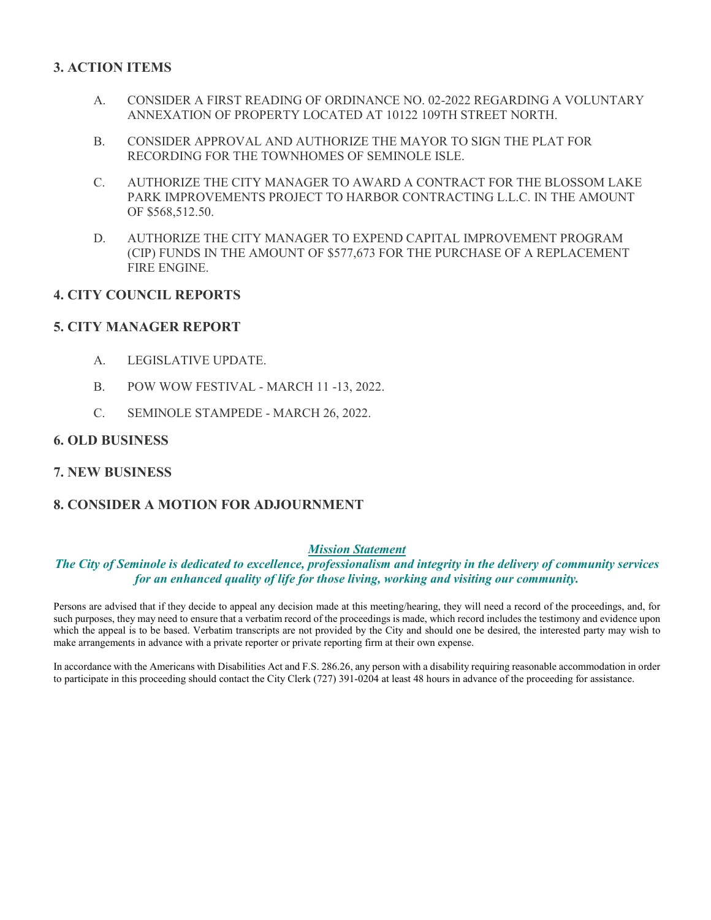## 3. ACTION ITEMS

A. CONSIDER A FIRST READING OF ORDINANCE NO. 02-2022 REGARDING A VOLUNTARY ANNEXATION OF PROPERTY LOCATED AT 10122 109TH STREET NORTH.

B. CONSIDER APPROVAL AND AUTHORIZE THE MAYOR TO SIGN THE PLAT FOR RECORDING FOR THE TOWNHOMES OF SEMINOLE ISLE.

C. AUTHORIZE THE CITY MANAGER TO AWARD A CONTRACT FOR THE BLOSSOM LAKE PARK IMPROVEMENTS PROJECT TO HARBOR CONTRACTING L.L.C. IN THE AMOUNT OF $568,512.50.

D. AUTHORIZE THE CITY MANAGER TO EXPEND CAPITAL IMPROVEMENT PROGRAM (CIP) FUNDS IN THE AMOUNT OF $577,673 FOR THE PURCHASE OF A REPLACEMENT FIRE ENGINE.

## 4. CITY COUNCIL REPORTS

## 5. CITY MANAGER REPORT

A. LEGISLATIVE UPDATE.

B. POW WOW FESTIVAL - MARCH 11 -13, 2022.

C. SEMINOLE STAMPEDE - MARCH 26, 2022.

## 6. OLD BUSINESS

## 7. NEW BUSINESS

## 8. CONSIDER A MOTION FOR ADJOURNMENT

***Mission Statement***

***The City of Seminole is dedicated to excellence, professionalism and integrity in the delivery of community services for an enhanced quality of life for those living, working and visiting our community.***

Persons are advised that if they decide to appeal any decision made at this meeting/hearing, they will need a record of the proceedings, and, for such purposes, they may need to ensure that a verbatim record of the proceedings is made, which record includes the testimony and evidence upon which the appeal is to be based. Verbatim transcripts are not provided by the City and should one be desired, the interested party may wish to make arrangements in advance with a private reporter or private reporting firm at their own expense.

In accordance with the Americans with Disabilities Act and F.S. 286.26, any person with a disability requiring reasonable accommodation in order to participate in this proceeding should contact the City Clerk (727) 391-0204 at least 48 hours in advance of the proceeding for assistance.